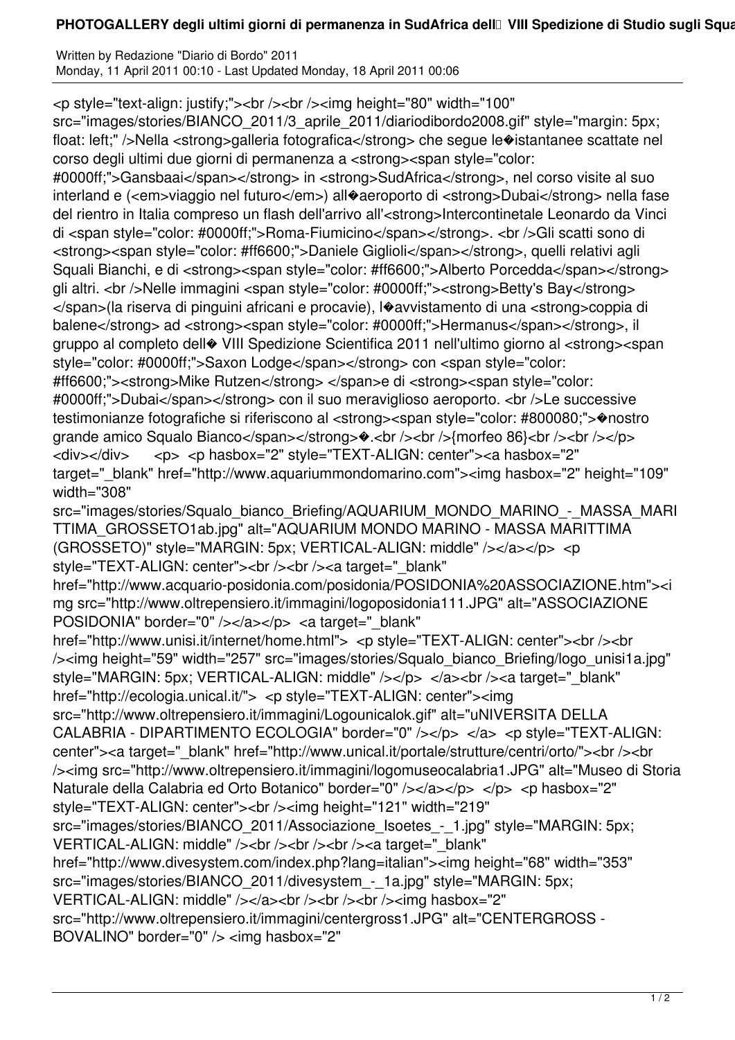Written by Redazione "Diario di Bordo" 2011
Monday, 11 April 2011 00:10 - Last Updated Monday, 18 April 2011 00:06

<p style="text-align: justify;"><br /><br /><img height="80" width="100" src="images/stories/BIANCO_2011/3_aprile_2011/diariodibordo2008.gif" style="margin: 5px; float: left;" />Nella <strong>galleria fotografica</strong> che segue le�istantanee scattate nel corso degli ultimi due giorni di permanenza a <strong><span style="color: #0000ff;">Gansbaai</span></strong> in <strong>SudAfrica</strong>, nel corso visite al suo interland e (<em>viaggio nel futuro</em>) all�aeroporto di <strong>Dubai</strong> nella fase del rientro in Italia compreso un flash dell'arrivo all'<strong>Intercontinetale Leonardo da Vinci di <span style="color: #0000ff;">Roma-Fiumicino</span></strong>. <br />Gli scatti sono di <strong><span style="color: #ff6600;">Daniele Giglioli</span></strong>, quelli relativi agli Squali Bianchi, e di <strong><span style="color: #ff6600;">Alberto Porcedda</span></strong> gli altri. <br />Nelle immagini <span style="color: #0000ff;"><strong>Betty's Bay</strong></span>(la riserva di pinguini africani e procavie), l�avvistamento di una <strong>coppia di balene</strong> ad <strong><span style="color: #0000ff;">Hermanus</span></strong>, il gruppo al completo dell� VIII Spedizione Scientifica 2011 nell'ultimo giorno al <strong><span style="color: #0000ff;">Saxon Lodge</span></strong> con <span style="color: #ff6600;"><strong>Mike Rutzen</strong> </span>e di <strong><span style="color: #0000ff;">Dubai</span></strong> con il suo meraviglioso aeroporto. <br />Le successive testimonianze fotografiche si riferiscono al <strong><span style="color: #800080;">�nostro grande amico Squalo Bianco</span></strong>�.<br /><br />{morfeo 86}<br /><br /></p> <div></div> <p> <p hasbox="2" style="TEXT-ALIGN: center"><a hasbox="2" target="_blank" href="http://www.aquariummondomarino.com"><img hasbox="2" height="109" width="308" src="images/stories/Squalo_bianco_Briefing/AQUARIUM_MONDO_MARINO_-_MASSA_MARITTIMA_GROSSETO1ab.jpg" alt="AQUARIUM MONDO MARINO - MASSA MARITTIMA (GROSSETO)" style="MARGIN: 5px; VERTICAL-ALIGN: middle" /></a></p> <p style="TEXT-ALIGN: center"><br /><br /><a target="_blank" href="http://www.acquario-posidonia.com/posidonia/POSIDONIA%20ASSOCIAZIONE.htm"><img src="http://www.oltrepensiero.it/immagini/logoposidonia111.JPG" alt="ASSOCIAZIONE POSIDONIA" border="0" /></a></p> <a target="_blank" href="http://www.unisi.it/internet/home.html"> <p style="TEXT-ALIGN: center"><br /><br /><img height="59" width="257" src="images/stories/Squalo_bianco_Briefing/logo_unisi1a.jpg" style="MARGIN: 5px; VERTICAL-ALIGN: middle" /></p> </a><br /><a target="_blank" href="http://ecologia.unical.it/"> <p style="TEXT-ALIGN: center"><img src="http://www.oltrepensiero.it/immagini/Logounicalok.gif" alt="uNIVERSITA DELLA CALABRIA - DIPARTIMENTO ECOLOGIA" border="0" /></p> </a> <p style="TEXT-ALIGN: center"><a target="_blank" href="http://www.unical.it/portale/strutture/centri/orto/"><br /><br /><img src="http://www.oltrepensiero.it/immagini/logomuseocalabria1.JPG" alt="Museo di Storia Naturale della Calabria ed Orto Botanico" border="0" /></a></p> </p> <p hasbox="2" style="TEXT-ALIGN: center"><br /><img height="121" width="219" src="images/stories/BIANCO_2011/Associazione_Isoetes_-_1.jpg" style="MARGIN: 5px; VERTICAL-ALIGN: middle" /><br /><br /><br /><a target="_blank" href="http://www.divesystem.com/index.php?lang=italian"><img height="68" width="353" src="images/stories/BIANCO_2011/divesystem_-_1a.jpg" style="MARGIN: 5px; VERTICAL-ALIGN: middle" /></a><br /><br /><br /><img hasbox="2" src="http://www.oltrepensiero.it/immagini/centergross1.JPG" alt="CENTERGROSS - BOVALINO" border="0" /> <img hasbox="2"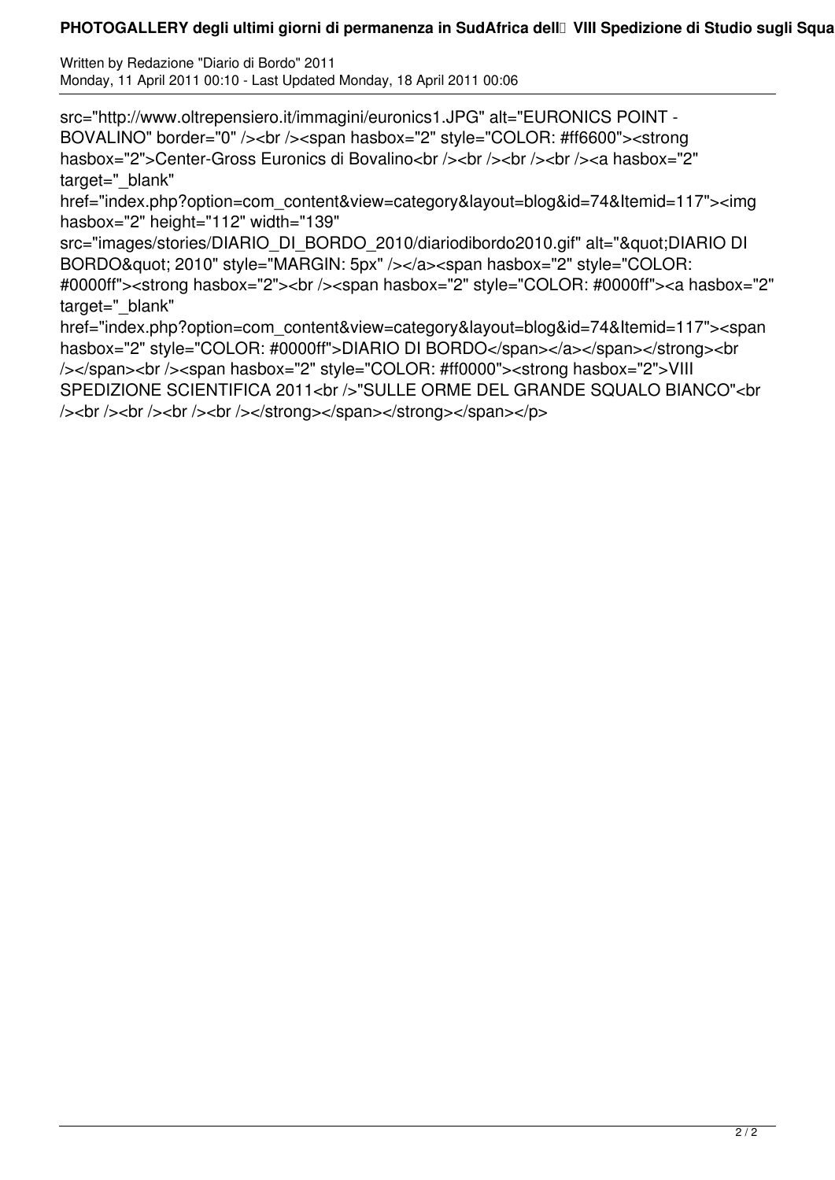src="http://www.oltrepensiero.it/immagini/euronics1.JPG" alt="EURONICS POINT - BOVALINO" border="0" /><br /><span hasbox="2" style="COLOR: #ff6600"><strong hasbox="2">Center-Gross Euronics di Bovalino<br /><br /><br /><br /><a hasbox="2" target="_blank" href="index.php?option=com_content&view=category&layout=blog&id=74&Itemid=117"><img hasbox="2" height="112" width="139" src="images/stories/DIARIO_DI_BORDO_2010/diariodibordo2010.gif" alt="&quot;DIARIO DI BORDO&quot; 2010" style="MARGIN: 5px" /></a><span hasbox="2" style="COLOR: #0000ff"><strong hasbox="2"><br /><span hasbox="2" style="COLOR: #0000ff"><a hasbox="2" target="_blank" href="index.php?option=com_content&view=category&layout=blog&id=74&Itemid=117"><span hasbox="2" style="COLOR: #0000ff">DIARIO DI BORDO</span></a></span></strong><br /></span><br /><span hasbox="2" style="COLOR: #ff0000"><strong hasbox="2">VIII SPEDIZIONE SCIENTIFICA 2011<br />"SULLE ORME DEL GRANDE SQUALO BIANCO"<br /><br /><br /><br /><br /></strong></span></strong></span></p>